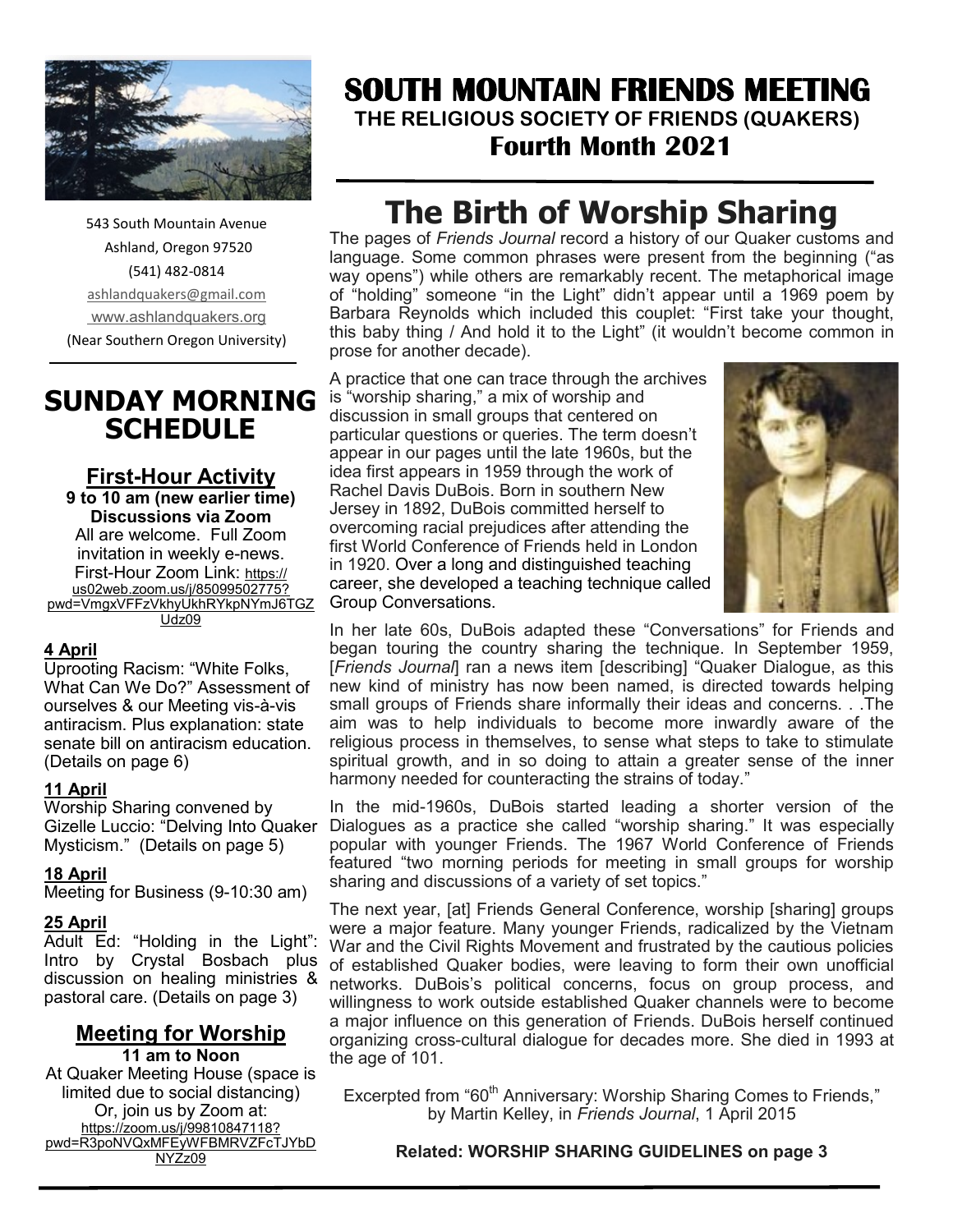543 South Mountain Avenue
Ashland, Oregon 97520
(541) 482-0814
ashlandquakers@gmail.com
www.ashlandquakers.org
(Near Southern Oregon University)

# SOUTH MOUNTAIN FRIENDS MEETING

**THE RELIGIOUS SOCIETY OF FRIENDS (QUAKERS)**

**Fourth Month 2021**

## SUNDAY MORNING SCHEDULE

### First-Hour Activity

**9 to 10 am (new earlier time)**
**Discussions via Zoom**

All are welcome. Full Zoom invitation in weekly e-news.
First-Hour Zoom Link: https://us02web.zoom.us/j/85099502775?pwd=VmgxVFFzVkhyUkhRYkpNYmJ6TGZUdz09

**4 April**
Uprooting Racism: "White Folks, What Can We Do?" Assessment of ourselves & our Meeting vis-à-vis antiracism. Plus explanation: state senate bill on antiracism education. (Details on page 6)

**11 April**
Worship Sharing convened by Gizelle Luccio: "Delving Into Quaker Mysticism." (Details on page 5)

**18 April**
Meeting for Business (9-10:30 am)

**25 April**
Adult Ed: "Holding in the Light": Intro by Crystal Bosbach plus discussion on healing ministries & pastoral care. (Details on page 3)

### Meeting for Worship

**11 am to Noon**

At Quaker Meeting House (space is limited due to social distancing)
Or, join us by Zoom at:
https://zoom.us/j/99810847118?pwd=R3poNVQxMFEyWFBMRVZFcTJYbDNYZz09

## The Birth of Worship Sharing

The pages of *Friends Journal* record a history of our Quaker customs and language. Some common phrases were present from the beginning ("as way opens") while others are remarkably recent. The metaphorical image of "holding" someone "in the Light" didn't appear until a 1969 poem by Barbara Reynolds which included this couplet: "First take your thought, this baby thing / And hold it to the Light" (it wouldn't become common in prose for another decade).

A practice that one can trace through the archives is "worship sharing," a mix of worship and discussion in small groups that centered on particular questions or queries. The term doesn't appear in our pages until the late 1960s, but the idea first appears in 1959 through the work of Rachel Davis DuBois. Born in southern New Jersey in 1892, DuBois committed herself to overcoming racial prejudices after attending the first World Conference of Friends held in London in 1920. Over a long and distinguished teaching career, she developed a teaching technique called Group Conversations.

In her late 60s, DuBois adapted these "Conversations" for Friends and began touring the country sharing the technique. In September 1959, [*Friends Journal*] ran a news item [describing] "Quaker Dialogue, as this new kind of ministry has now been named, is directed towards helping small groups of Friends share informally their ideas and concerns. . .The aim was to help individuals to become more inwardly aware of the religious process in themselves, to sense what steps to take to stimulate spiritual growth, and in so doing to attain a greater sense of the inner harmony needed for counteracting the strains of today."

In the mid-1960s, DuBois started leading a shorter version of the Dialogues as a practice she called "worship sharing." It was especially popular with younger Friends. The 1967 World Conference of Friends featured "two morning periods for meeting in small groups for worship sharing and discussions of a variety of set topics."

The next year, [at] Friends General Conference, worship [sharing] groups were a major feature. Many younger Friends, radicalized by the Vietnam War and the Civil Rights Movement and frustrated by the cautious policies of established Quaker bodies, were leaving to form their own unofficial networks. DuBois's political concerns, focus on group process, and willingness to work outside established Quaker channels were to become a major influence on this generation of Friends. DuBois herself continued organizing cross-cultural dialogue for decades more. She died in 1993 at the age of 101.

Excerpted from "60th Anniversary: Worship Sharing Comes to Friends," by Martin Kelley, in *Friends Journal*, 1 April 2015

**Related: WORSHIP SHARING GUIDELINES on page 3**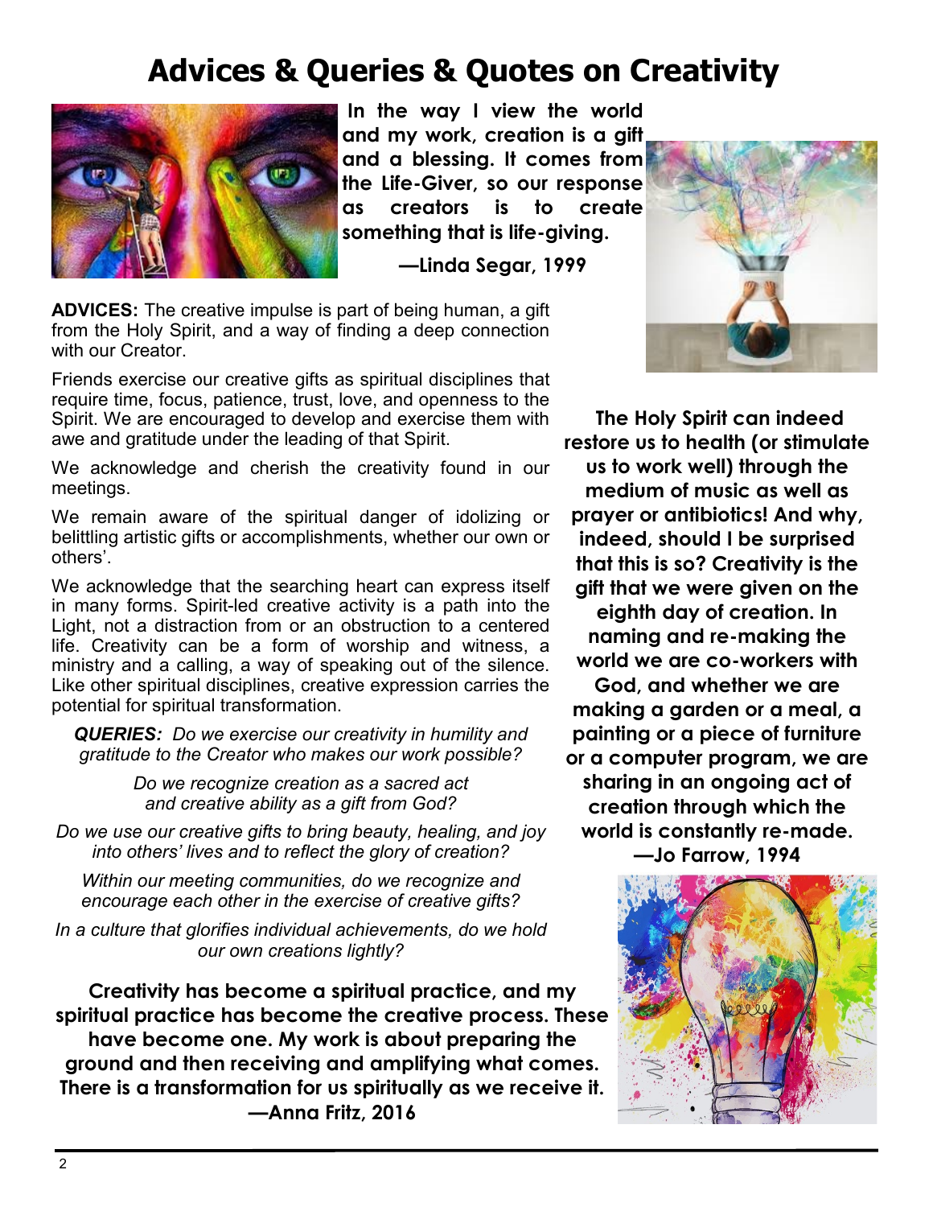# Advices & Queries & Quotes on Creativity

**In the way I view the world and my work, creation is a gift and a blessing. It comes from the Life-Giver, so our response as creators is to create something that is life-giving.**

**—Linda Segar, 1999**

**ADVICES:** The creative impulse is part of being human, a gift from the Holy Spirit, and a way of finding a deep connection with our Creator.

Friends exercise our creative gifts as spiritual disciplines that require time, focus, patience, trust, love, and openness to the Spirit. We are encouraged to develop and exercise them with awe and gratitude under the leading of that Spirit.

We acknowledge and cherish the creativity found in our meetings.

We remain aware of the spiritual danger of idolizing or belittling artistic gifts or accomplishments, whether our own or others'.

We acknowledge that the searching heart can express itself in many forms. Spirit-led creative activity is a path into the Light, not a distraction from or an obstruction to a centered life. Creativity can be a form of worship and witness, a ministry and a calling, a way of speaking out of the silence. Like other spiritual disciplines, creative expression carries the potential for spiritual transformation.

***QUERIES:*** *Do we exercise our creativity in humility and gratitude to the Creator who makes our work possible?*

*Do we recognize creation as a sacred act and creative ability as a gift from God?*

*Do we use our creative gifts to bring beauty, healing, and joy into others' lives and to reflect the glory of creation?*

*Within our meeting communities, do we recognize and encourage each other in the exercise of creative gifts?*

*In a culture that glorifies individual achievements, do we hold our own creations lightly?*

**Creativity has become a spiritual practice, and my spiritual practice has become the creative process. These have become one. My work is about preparing the ground and then receiving and amplifying what comes. There is a transformation for us spiritually as we receive it.**

**—Anna Fritz, 2016**

**The Holy Spirit can indeed restore us to health (or stimulate us to work well) through the medium of music as well as prayer or antibiotics! And why, indeed, should I be surprised that this is so? Creativity is the gift that we were given on the eighth day of creation. In naming and re-making the world we are co-workers with God, and whether we are making a garden or a meal, a painting or a piece of furniture or a computer program, we are sharing in an ongoing act of creation through which the world is constantly re-made.**

**—Jo Farrow, 1994**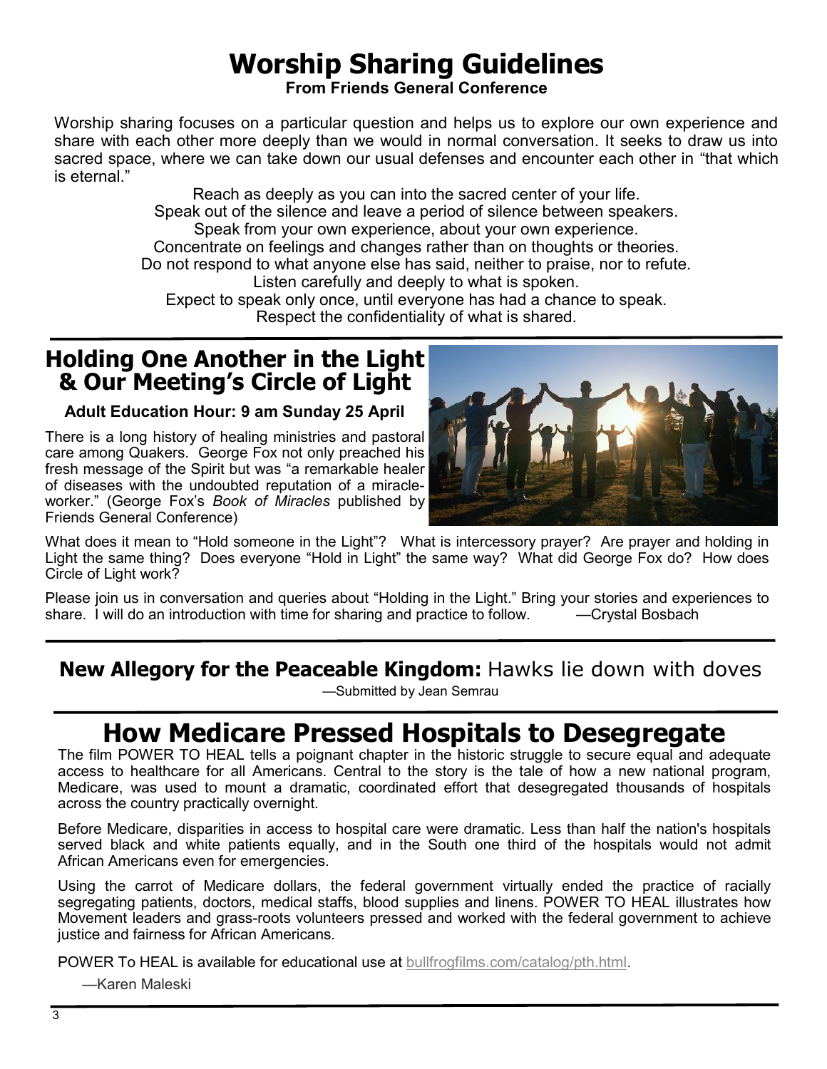# Worship Sharing Guidelines

**From Friends General Conference**

Worship sharing focuses on a particular question and helps us to explore our own experience and share with each other more deeply than we would in normal conversation. It seeks to draw us into sacred space, where we can take down our usual defenses and encounter each other in "that which is eternal."

Reach as deeply as you can into the sacred center of your life.
Speak out of the silence and leave a period of silence between speakers.
Speak from your own experience, about your own experience.
Concentrate on feelings and changes rather than on thoughts or theories.
Do not respond to what anyone else has said, neither to praise, nor to refute.
Listen carefully and deeply to what is spoken.
Expect to speak only once, until everyone has had a chance to speak.
Respect the confidentiality of what is shared.

---

# Holding One Another in the Light & Our Meeting's Circle of Light

**Adult Education Hour: 9 am Sunday 25 April**

There is a long history of healing ministries and pastoral care among Quakers. George Fox not only preached his fresh message of the Spirit but was "a remarkable healer of diseases with the undoubted reputation of a miracle-worker." (George Fox's *Book of Miracles* published by Friends General Conference)

What does it mean to "Hold someone in the Light"? What is intercessory prayer? Are prayer and holding in Light the same thing? Does everyone "Hold in Light" the same way? What did George Fox do? How does Circle of Light work?

Please join us in conversation and queries about "Holding in the Light." Bring your stories and experiences to share. I will do an introduction with time for sharing and practice to follow. —Crystal Bosbach

---

**New Allegory for the Peaceable Kingdom:** Hawks lie down with doves

—Submitted by Jean Semrau

---

# How Medicare Pressed Hospitals to Desegregate

The film POWER TO HEAL tells a poignant chapter in the historic struggle to secure equal and adequate access to healthcare for all Americans. Central to the story is the tale of how a new national program, Medicare, was used to mount a dramatic, coordinated effort that desegregated thousands of hospitals across the country practically overnight.

Before Medicare, disparities in access to hospital care were dramatic. Less than half the nation's hospitals served black and white patients equally, and in the South one third of the hospitals would not admit African Americans even for emergencies.

Using the carrot of Medicare dollars, the federal government virtually ended the practice of racially segregating patients, doctors, medical staffs, blood supplies and linens. POWER TO HEAL illustrates how Movement leaders and grass-roots volunteers pressed and worked with the federal government to achieve justice and fairness for African Americans.

POWER To HEAL is available for educational use at bullfrogfilms.com/catalog/pth.html.

—Karen Maleski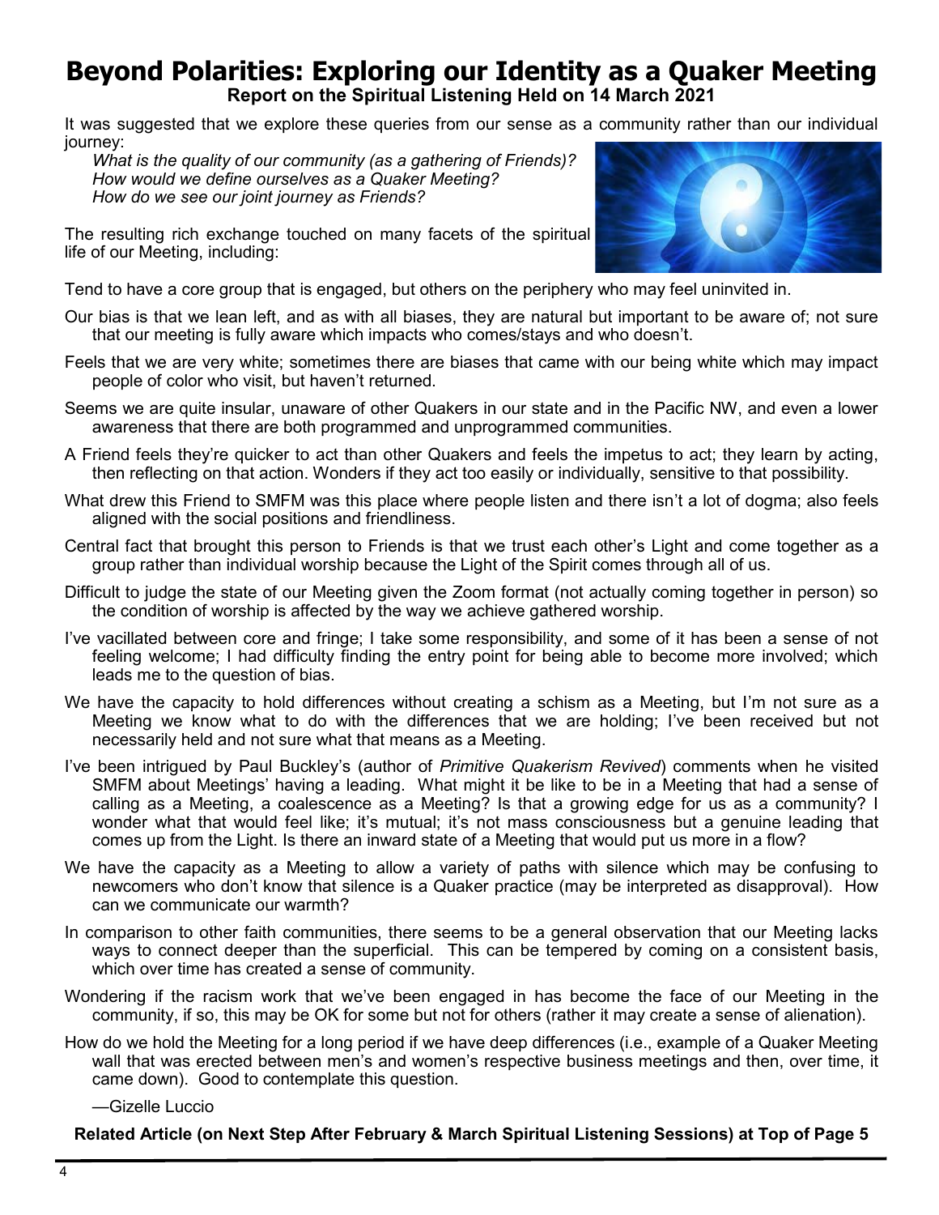# Beyond Polarities: Exploring our Identity as a Quaker Meeting

**Report on the Spiritual Listening Held on 14 March 2021**

It was suggested that we explore these queries from our sense as a community rather than our individual journey:

*What is the quality of our community (as a gathering of Friends)?*
*How would we define ourselves as a Quaker Meeting?*
*How do we see our joint journey as Friends?*

The resulting rich exchange touched on many facets of the spiritual life of our Meeting, including:

Tend to have a core group that is engaged, but others on the periphery who may feel uninvited in.

Our bias is that we lean left, and as with all biases, they are natural but important to be aware of; not sure that our meeting is fully aware which impacts who comes/stays and who doesn't.

Feels that we are very white; sometimes there are biases that came with our being white which may impact people of color who visit, but haven't returned.

Seems we are quite insular, unaware of other Quakers in our state and in the Pacific NW, and even a lower awareness that there are both programmed and unprogrammed communities.

A Friend feels they're quicker to act than other Quakers and feels the impetus to act; they learn by acting, then reflecting on that action. Wonders if they act too easily or individually, sensitive to that possibility.

What drew this Friend to SMFM was this place where people listen and there isn't a lot of dogma; also feels aligned with the social positions and friendliness.

Central fact that brought this person to Friends is that we trust each other's Light and come together as a group rather than individual worship because the Light of the Spirit comes through all of us.

Difficult to judge the state of our Meeting given the Zoom format (not actually coming together in person) so the condition of worship is affected by the way we achieve gathered worship.

I've vacillated between core and fringe; I take some responsibility, and some of it has been a sense of not feeling welcome; I had difficulty finding the entry point for being able to become more involved; which leads me to the question of bias.

We have the capacity to hold differences without creating a schism as a Meeting, but I'm not sure as a Meeting we know what to do with the differences that we are holding; I've been received but not necessarily held and not sure what that means as a Meeting.

I've been intrigued by Paul Buckley's (author of *Primitive Quakerism Revived*) comments when he visited SMFM about Meetings' having a leading. What might it be like to be in a Meeting that had a sense of calling as a Meeting, a coalescence as a Meeting? Is that a growing edge for us as a community? I wonder what that would feel like; it's mutual; it's not mass consciousness but a genuine leading that comes up from the Light. Is there an inward state of a Meeting that would put us more in a flow?

We have the capacity as a Meeting to allow a variety of paths with silence which may be confusing to newcomers who don't know that silence is a Quaker practice (may be interpreted as disapproval). How can we communicate our warmth?

In comparison to other faith communities, there seems to be a general observation that our Meeting lacks ways to connect deeper than the superficial. This can be tempered by coming on a consistent basis, which over time has created a sense of community.

Wondering if the racism work that we've been engaged in has become the face of our Meeting in the community, if so, this may be OK for some but not for others (rather it may create a sense of alienation).

How do we hold the Meeting for a long period if we have deep differences (i.e., example of a Quaker Meeting wall that was erected between men's and women's respective business meetings and then, over time, it came down). Good to contemplate this question.

—Gizelle Luccio

**Related Article (on Next Step After February & March Spiritual Listening Sessions) at Top of Page 5**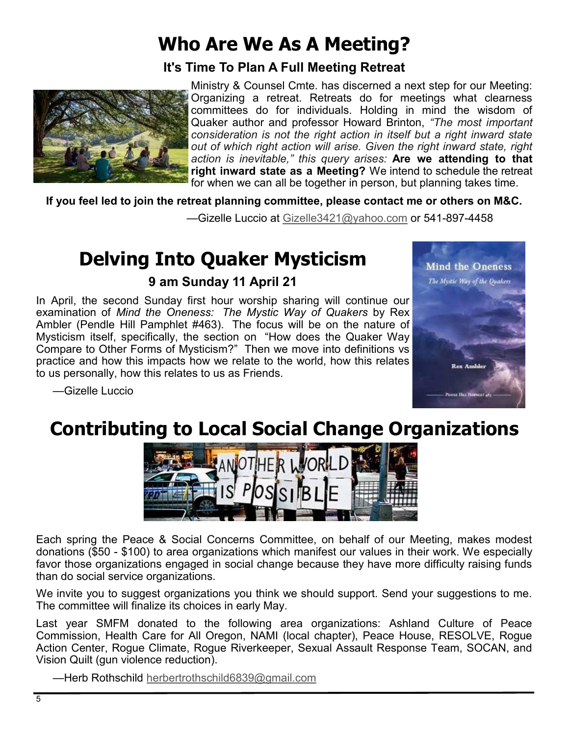# Who Are We As A Meeting?

### It's Time To Plan A Full Meeting Retreat

Ministry & Counsel Cmte. has discerned a next step for our Meeting: Organizing a retreat. Retreats do for meetings what clearness committees do for individuals. Holding in mind the wisdom of Quaker author and professor Howard Brinton, *"The most important consideration is not the right action in itself but a right inward state out of which right action will arise. Given the right inward state, right action is inevitable," this query arises:* **Are we attending to that right inward state as a Meeting?** We intend to schedule the retreat for when we can all be together in person, but planning takes time.

**If you feel led to join the retreat planning committee, please contact me or others on M&C.**

—Gizelle Luccio at Gizelle3421@yahoo.com or 541-897-4458

# Delving Into Quaker Mysticism

### 9 am Sunday 11 April 21

In April, the second Sunday first hour worship sharing will continue our examination of *Mind the Oneness: The Mystic Way of Quakers* by Rex Ambler (Pendle Hill Pamphlet #463). The focus will be on the nature of Mysticism itself, specifically, the section on "How does the Quaker Way Compare to Other Forms of Mysticism?" Then we move into definitions vs practice and how this impacts how we relate to the world, how this relates to us personally, how this relates to us as Friends.

—Gizelle Luccio

# Contributing to Local Social Change Organizations

Each spring the Peace & Social Concerns Committee, on behalf of our Meeting, makes modest donations ($50 - $100) to area organizations which manifest our values in their work. We especially favor those organizations engaged in social change because they have more difficulty raising funds than do social service organizations.

We invite you to suggest organizations you think we should support. Send your suggestions to me. The committee will finalize its choices in early May.

Last year SMFM donated to the following area organizations: Ashland Culture of Peace Commission, Health Care for All Oregon, NAMI (local chapter), Peace House, RESOLVE, Rogue Action Center, Rogue Climate, Rogue Riverkeeper, Sexual Assault Response Team, SOCAN, and Vision Quilt (gun violence reduction).

—Herb Rothschild herbertrothschild6839@gmail.com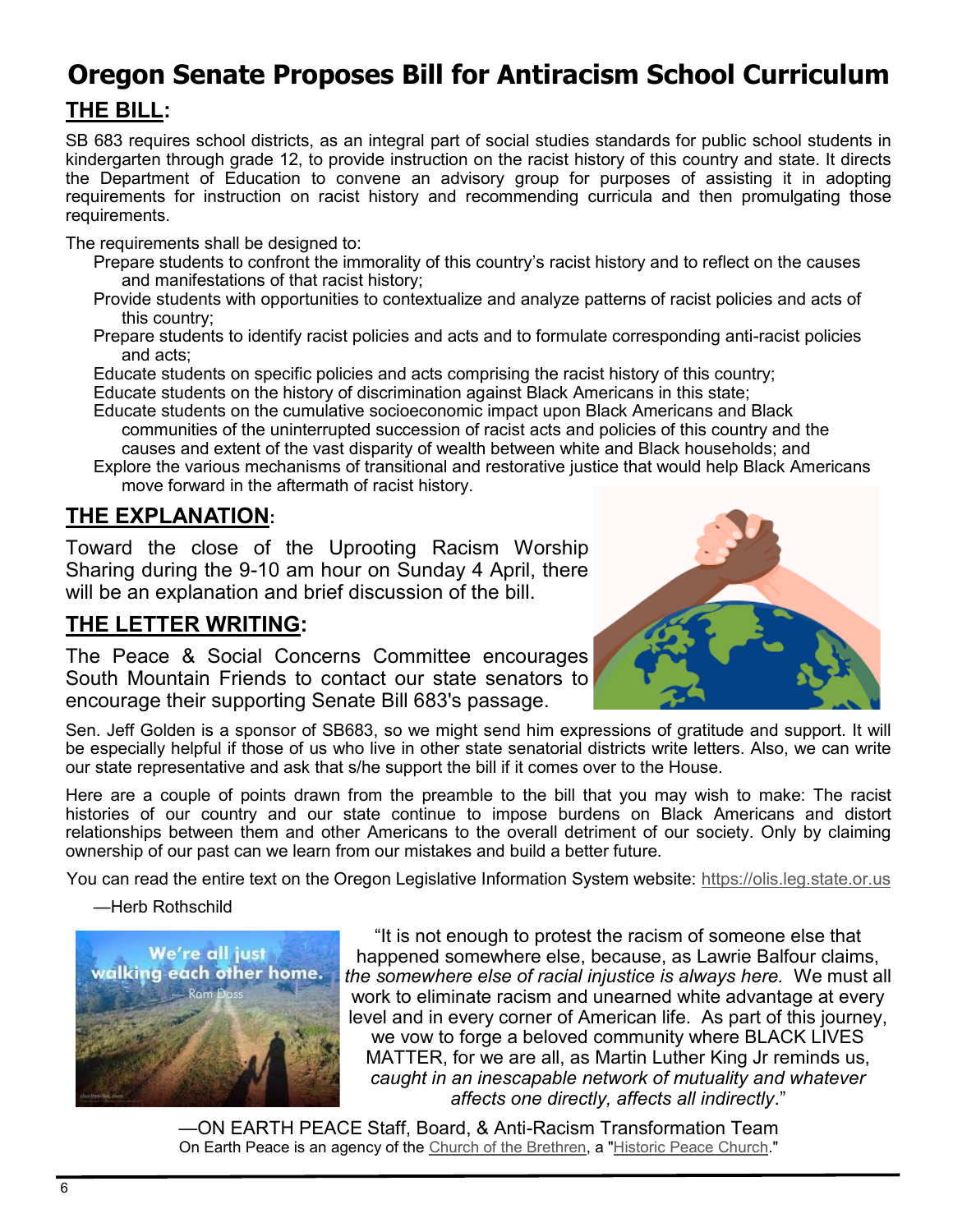# Oregon Senate Proposes Bill for Antiracism School Curriculum

## THE BILL:

SB 683 requires school districts, as an integral part of social studies standards for public school students in kindergarten through grade 12, to provide instruction on the racist history of this country and state. It directs the Department of Education to convene an advisory group for purposes of assisting it in adopting requirements for instruction on racist history and recommending curricula and then promulgating those requirements.

The requirements shall be designed to:

- Prepare students to confront the immorality of this country's racist history and to reflect on the causes and manifestations of that racist history;
- Provide students with opportunities to contextualize and analyze patterns of racist policies and acts of this country;
- Prepare students to identify racist policies and acts and to formulate corresponding anti-racist policies and acts;
- Educate students on specific policies and acts comprising the racist history of this country;
- Educate students on the history of discrimination against Black Americans in this state;
- Educate students on the cumulative socioeconomic impact upon Black Americans and Black communities of the uninterrupted succession of racist acts and policies of this country and the causes and extent of the vast disparity of wealth between white and Black households; and
- Explore the various mechanisms of transitional and restorative justice that would help Black Americans move forward in the aftermath of racist history.

## THE EXPLANATION:

Toward the close of the Uprooting Racism Worship Sharing during the 9-10 am hour on Sunday 4 April, there will be an explanation and brief discussion of the bill.

## THE LETTER WRITING:

The Peace & Social Concerns Committee encourages South Mountain Friends to contact our state senators to encourage their supporting Senate Bill 683's passage.

Sen. Jeff Golden is a sponsor of SB683, so we might send him expressions of gratitude and support. It will be especially helpful if those of us who live in other state senatorial districts write letters. Also, we can write our state representative and ask that s/he support the bill if it comes over to the House.

Here are a couple of points drawn from the preamble to the bill that you may wish to make: The racist histories of our country and our state continue to impose burdens on Black Americans and distort relationships between them and other Americans to the overall detriment of our society. Only by claiming ownership of our past can we learn from our mistakes and build a better future.

You can read the entire text on the Oregon Legislative Information System website: https://olis.leg.state.or.us

—Herb Rothschild

We're all just walking each other home. — Ram Dass

"It is not enough to protest the racism of someone else that happened somewhere else, because, as Lawrie Balfour claims, *the somewhere else of racial injustice is always here.* We must all work to eliminate racism and unearned white advantage at every level and in every corner of American life. As part of this journey, we vow to forge a beloved community where BLACK LIVES MATTER, for we are all, as Martin Luther King Jr reminds us, *caught in an inescapable network of mutuality and whatever affects one directly, affects all indirectly*."

—ON EARTH PEACE Staff, Board, & Anti-Racism Transformation Team

On Earth Peace is an agency of the Church of the Brethren, a "Historic Peace Church."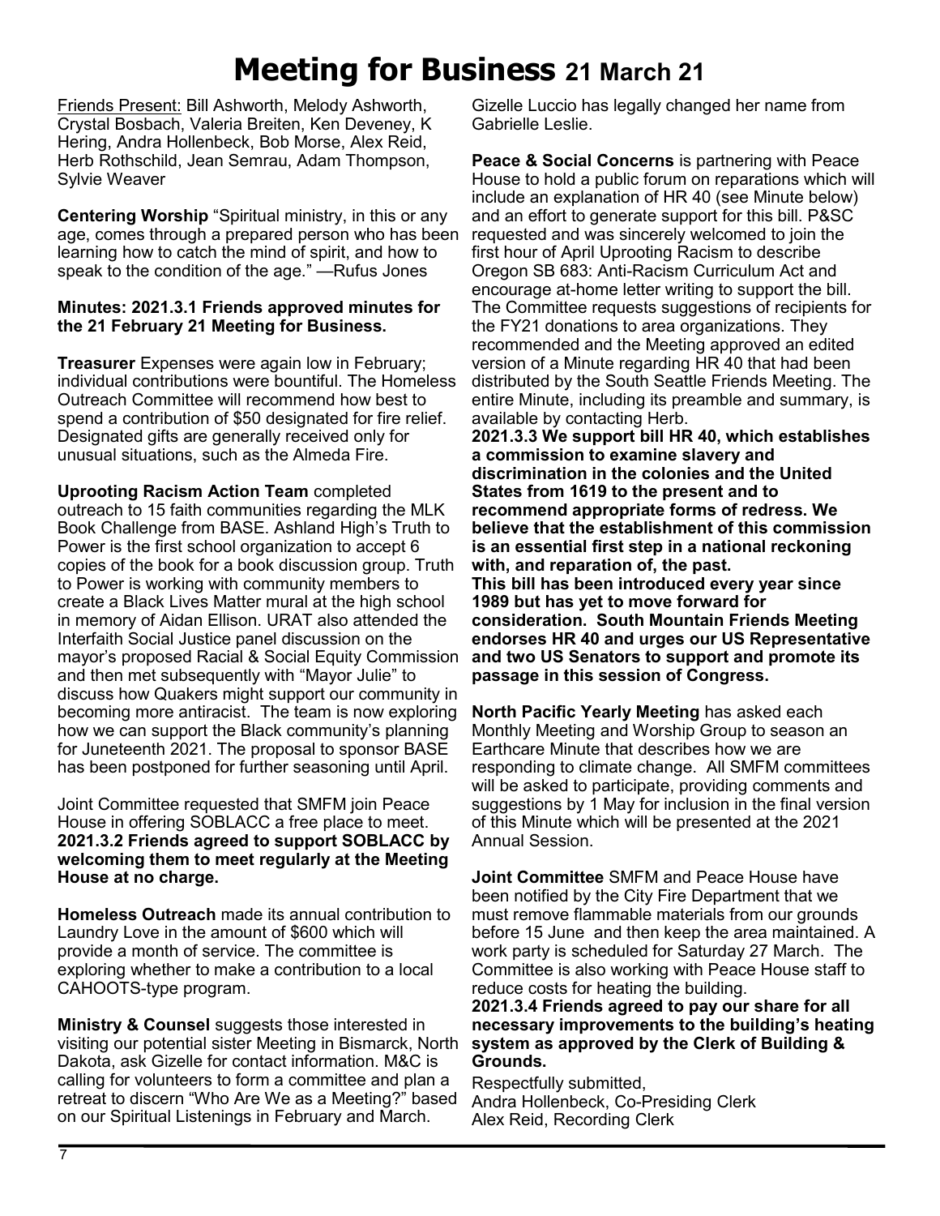# Meeting for Business 21 March 21

Friends Present: Bill Ashworth, Melody Ashworth, Crystal Bosbach, Valeria Breiten, Ken Deveney, K Hering, Andra Hollenbeck, Bob Morse, Alex Reid, Herb Rothschild, Jean Semrau, Adam Thompson, Sylvie Weaver

**Centering Worship** "Spiritual ministry, in this or any age, comes through a prepared person who has been learning how to catch the mind of spirit, and how to speak to the condition of the age." —Rufus Jones

**Minutes: 2021.3.1 Friends approved minutes for the 21 February 21 Meeting for Business.**

**Treasurer** Expenses were again low in February; individual contributions were bountiful. The Homeless Outreach Committee will recommend how best to spend a contribution of $50 designated for fire relief. Designated gifts are generally received only for unusual situations, such as the Almeda Fire.

**Uprooting Racism Action Team** completed outreach to 15 faith communities regarding the MLK Book Challenge from BASE. Ashland High's Truth to Power is the first school organization to accept 6 copies of the book for a book discussion group. Truth to Power is working with community members to create a Black Lives Matter mural at the high school in memory of Aidan Ellison. URAT also attended the Interfaith Social Justice panel discussion on the mayor's proposed Racial & Social Equity Commission and then met subsequently with "Mayor Julie" to discuss how Quakers might support our community in becoming more antiracist. The team is now exploring how we can support the Black community's planning for Juneteenth 2021. The proposal to sponsor BASE has been postponed for further seasoning until April.

Joint Committee requested that SMFM join Peace House in offering SOBLACC a free place to meet.
**2021.3.2 Friends agreed to support SOBLACC by welcoming them to meet regularly at the Meeting House at no charge.**

**Homeless Outreach** made its annual contribution to Laundry Love in the amount of $600 which will provide a month of service. The committee is exploring whether to make a contribution to a local CAHOOTS-type program.

**Ministry & Counsel** suggests those interested in visiting our potential sister Meeting in Bismarck, North Dakota, ask Gizelle for contact information. M&C is calling for volunteers to form a committee and plan a retreat to discern "Who Are We as a Meeting?" based on our Spiritual Listenings in February and March.

Gizelle Luccio has legally changed her name from Gabrielle Leslie.

**Peace & Social Concerns** is partnering with Peace House to hold a public forum on reparations which will include an explanation of HR 40 (see Minute below) and an effort to generate support for this bill. P&SC requested and was sincerely welcomed to join the first hour of April Uprooting Racism to describe Oregon SB 683: Anti-Racism Curriculum Act and encourage at-home letter writing to support the bill. The Committee requests suggestions of recipients for the FY21 donations to area organizations. They recommended and the Meeting approved an edited version of a Minute regarding HR 40 that had been distributed by the South Seattle Friends Meeting. The entire Minute, including its preamble and summary, is available by contacting Herb.
**2021.3.3 We support bill HR 40, which establishes a commission to examine slavery and discrimination in the colonies and the United States from 1619 to the present and to recommend appropriate forms of redress. We believe that the establishment of this commission is an essential first step in a national reckoning with, and reparation of, the past.**
**This bill has been introduced every year since 1989 but has yet to move forward for consideration. South Mountain Friends Meeting endorses HR 40 and urges our US Representative and two US Senators to support and promote its passage in this session of Congress.**

**North Pacific Yearly Meeting** has asked each Monthly Meeting and Worship Group to season an Earthcare Minute that describes how we are responding to climate change. All SMFM committees will be asked to participate, providing comments and suggestions by 1 May for inclusion in the final version of this Minute which will be presented at the 2021 Annual Session.

**Joint Committee** SMFM and Peace House have been notified by the City Fire Department that we must remove flammable materials from our grounds before 15 June and then keep the area maintained. A work party is scheduled for Saturday 27 March. The Committee is also working with Peace House staff to reduce costs for heating the building.
**2021.3.4 Friends agreed to pay our share for all necessary improvements to the building's heating system as approved by the Clerk of Building & Grounds.**

Respectfully submitted,
Andra Hollenbeck, Co-Presiding Clerk
Alex Reid, Recording Clerk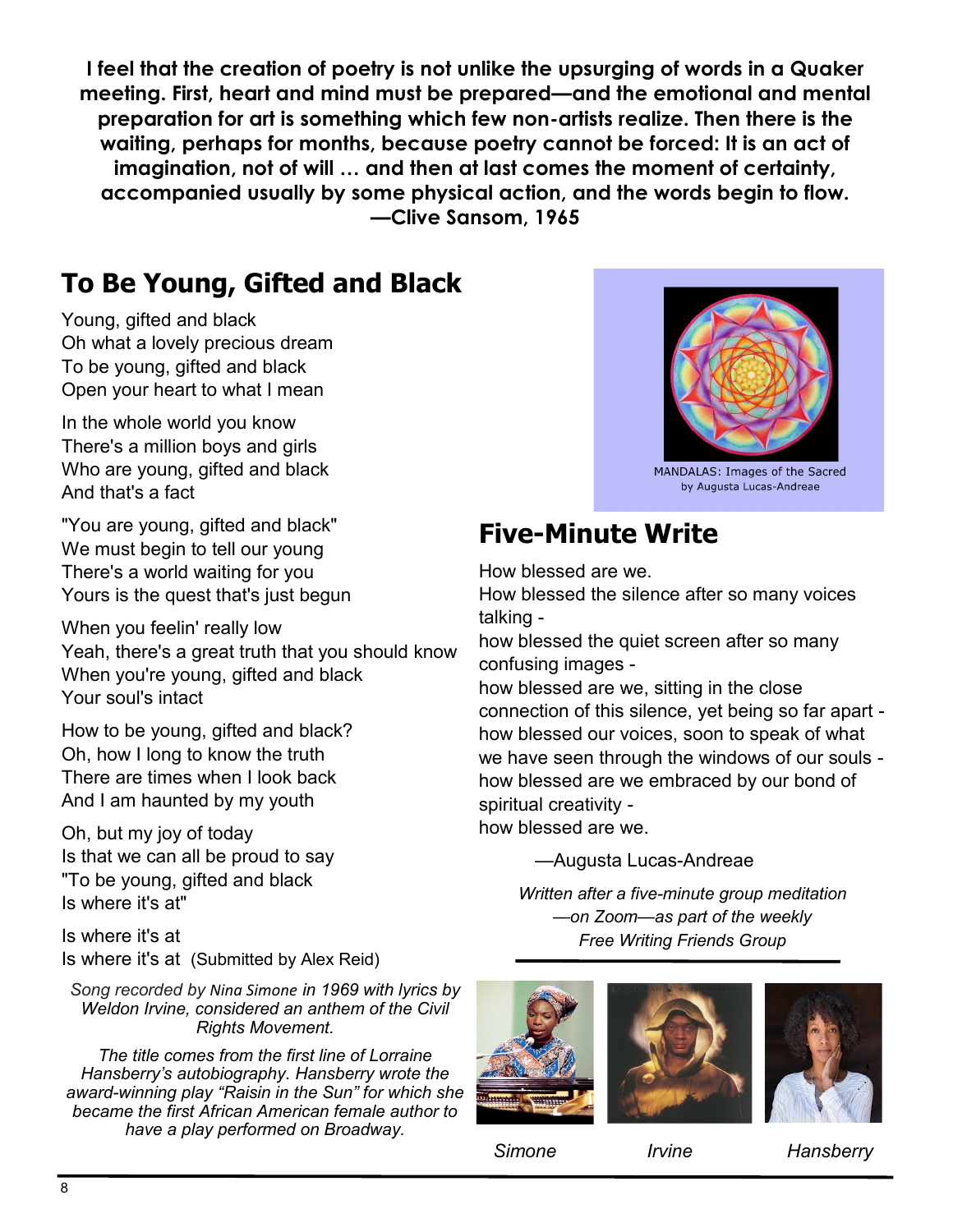**I feel that the creation of poetry is not unlike the upsurging of words in a Quaker meeting. First, heart and mind must be prepared—and the emotional and mental preparation for art is something which few non-artists realize. Then there is the waiting, perhaps for months, because poetry cannot be forced: It is an act of imagination, not of will … and then at last comes the moment of certainty, accompanied usually by some physical action, and the words begin to flow. —Clive Sansom, 1965**

## To Be Young, Gifted and Black

Young, gifted and black
Oh what a lovely precious dream
To be young, gifted and black
Open your heart to what I mean

In the whole world you know
There's a million boys and girls
Who are young, gifted and black
And that's a fact

"You are young, gifted and black"
We must begin to tell our young
There's a world waiting for you
Yours is the quest that's just begun

When you feelin' really low
Yeah, there's a great truth that you should know
When you're young, gifted and black
Your soul's intact

How to be young, gifted and black?
Oh, how I long to know the truth
There are times when I look back
And I am haunted by my youth

Oh, but my joy of today
Is that we can all be proud to say
"To be young, gifted and black
Is where it's at"

Is where it's at
Is where it's at (Submitted by Alex Reid)

*Song recorded by Nina Simone in 1969 with lyrics by Weldon Irvine, considered an anthem of the Civil Rights Movement.*

*The title comes from the first line of Lorraine Hansberry's autobiography. Hansberry wrote the award-winning play "Raisin in the Sun" for which she became the first African American female author to have a play performed on Broadway.*

MANDALAS: Images of the Sacred
by Augusta Lucas-Andreae

## Five-Minute Write

How blessed are we.
How blessed the silence after so many voices talking -
how blessed the quiet screen after so many confusing images -
how blessed are we, sitting in the close connection of this silence, yet being so far apart -
how blessed our voices, soon to speak of what we have seen through the windows of our souls -
how blessed are we embraced by our bond of spiritual creativity -
how blessed are we.

—Augusta Lucas-Andreae

*Written after a five-minute group meditation —on Zoom—as part of the weekly Free Writing Friends Group*

*Simone* *Irvine* *Hansberry*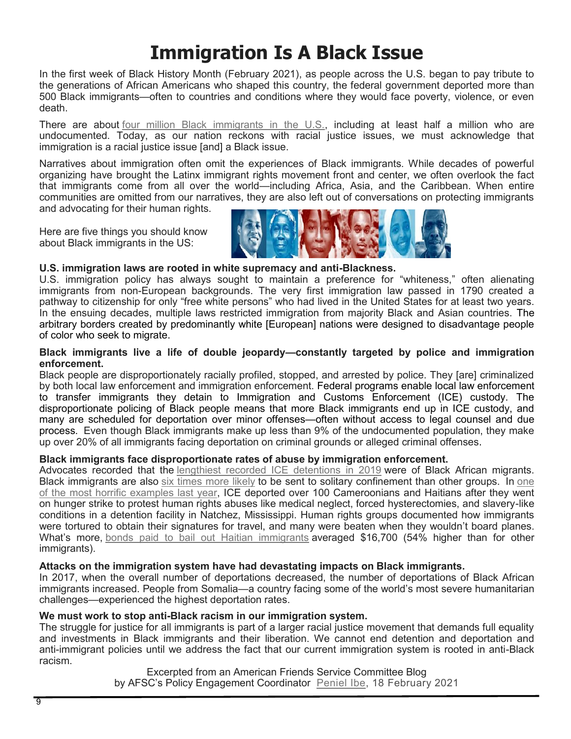# Immigration Is A Black Issue

In the first week of Black History Month (February 2021), as people across the U.S. began to pay tribute to the generations of African Americans who shaped this country, the federal government deported more than 500 Black immigrants—often to countries and conditions where they would face poverty, violence, or even death.

There are about four million Black immigrants in the U.S., including at least half a million who are undocumented. Today, as our nation reckons with racial justice issues, we must acknowledge that immigration is a racial justice issue [and] a Black issue.

Narratives about immigration often omit the experiences of Black immigrants. While decades of powerful organizing have brought the Latinx immigrant rights movement front and center, we often overlook the fact that immigrants come from all over the world—including Africa, Asia, and the Caribbean. When entire communities are omitted from our narratives, they are also left out of conversations on protecting immigrants and advocating for their human rights.

Here are five things you should know about Black immigrants in the US:

**U.S. immigration laws are rooted in white supremacy and anti-Blackness.**
U.S. immigration policy has always sought to maintain a preference for "whiteness," often alienating immigrants from non-European backgrounds. The very first immigration law passed in 1790 created a pathway to citizenship for only "free white persons" who had lived in the United States for at least two years. In the ensuing decades, multiple laws restricted immigration from majority Black and Asian countries. The arbitrary borders created by predominantly white [European] nations were designed to disadvantage people of color who seek to migrate.

**Black immigrants live a life of double jeopardy—constantly targeted by police and immigration enforcement.**
Black people are disproportionately racially profiled, stopped, and arrested by police. They [are] criminalized by both local law enforcement and immigration enforcement. Federal programs enable local law enforcement to transfer immigrants they detain to Immigration and Customs Enforcement (ICE) custody. The disproportionate policing of Black people means that more Black immigrants end up in ICE custody, and many are scheduled for deportation over minor offenses—often without access to legal counsel and due process. Even though Black immigrants make up less than 9% of the undocumented population, they make up over 20% of all immigrants facing deportation on criminal grounds or alleged criminal offenses.

**Black immigrants face disproportionate rates of abuse by immigration enforcement.**
Advocates recorded that the lengthiest recorded ICE detentions in 2019 were of Black African migrants. Black immigrants are also six times more likely to be sent to solitary confinement than other groups. In one of the most horrific examples last year, ICE deported over 100 Cameroonians and Haitians after they went on hunger strike to protest human rights abuses like medical neglect, forced hysterectomies, and slavery-like conditions in a detention facility in Natchez, Mississippi. Human rights groups documented how immigrants were tortured to obtain their signatures for travel, and many were beaten when they wouldn't board planes. What's more, bonds paid to bail out Haitian immigrants averaged $16,700 (54% higher than for other immigrants).

**Attacks on the immigration system have had devastating impacts on Black immigrants.**
In 2017, when the overall number of deportations decreased, the number of deportations of Black African immigrants increased. People from Somalia—a country facing some of the world's most severe humanitarian challenges—experienced the highest deportation rates.

**We must work to stop anti-Black racism in our immigration system.**
The struggle for justice for all immigrants is part of a larger racial justice movement that demands full equality and investments in Black immigrants and their liberation. We cannot end detention and deportation and anti-immigrant policies until we address the fact that our current immigration system is rooted in anti-Black racism.

Excerpted from an American Friends Service Committee Blog
by AFSC's Policy Engagement Coordinator Peniel Ibe, 18 February 2021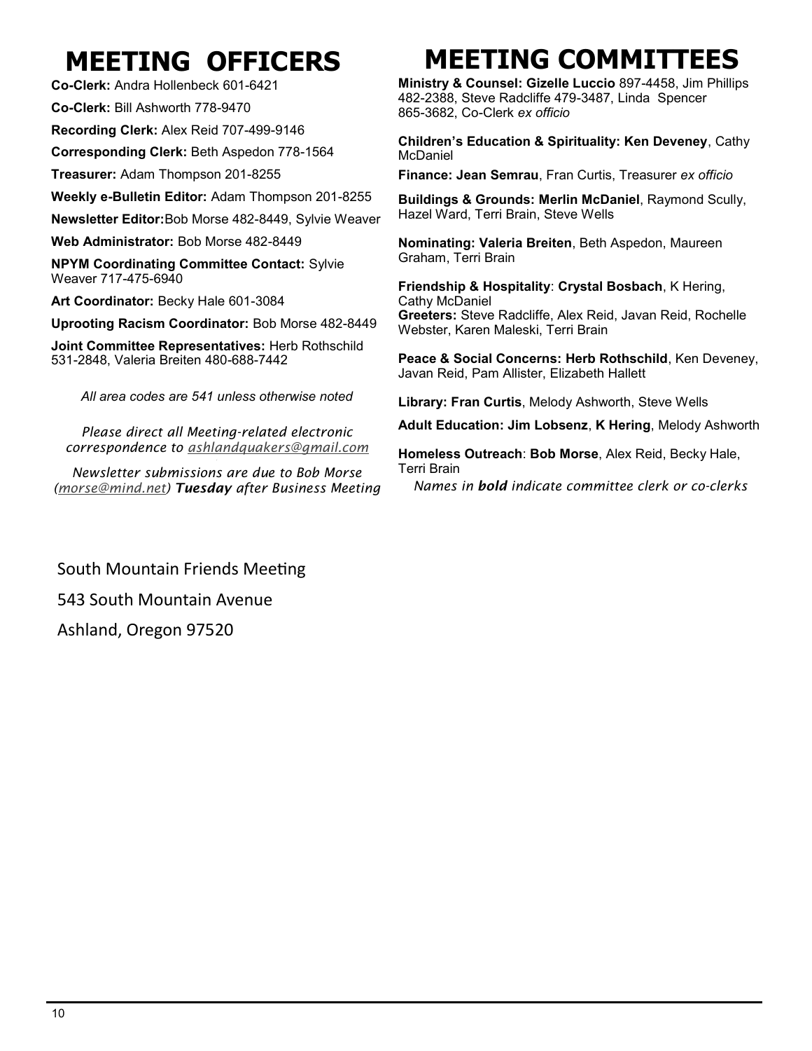# MEETING OFFICERS

**Co-Clerk:** Andra Hollenbeck 601-6421

**Co-Clerk:** Bill Ashworth 778-9470

**Recording Clerk:** Alex Reid 707-499-9146

**Corresponding Clerk:** Beth Aspedon 778-1564

**Treasurer:** Adam Thompson 201-8255

**Weekly e-Bulletin Editor:** Adam Thompson 201-8255

**Newsletter Editor:** Bob Morse 482-8449, Sylvie Weaver

**Web Administrator:** Bob Morse 482-8449

**NPYM Coordinating Committee Contact:** Sylvie Weaver 717-475-6940

**Art Coordinator:** Becky Hale 601-3084

**Uprooting Racism Coordinator:** Bob Morse 482-8449

**Joint Committee Representatives:** Herb Rothschild 531-2848, Valeria Breiten 480-688-7442

*All area codes are 541 unless otherwise noted*

*Please direct all Meeting-related electronic correspondence to ashlandquakers@gmail.com*

*Newsletter submissions are due to Bob Morse (morse@mind.net) **Tuesday** after Business Meeting*

# MEETING COMMITTEES

**Ministry & Counsel: Gizelle Luccio** 897-4458, Jim Phillips 482-2388, Steve Radcliffe 479-3487, Linda Spencer 865-3682, Co-Clerk *ex officio*

**Children's Education & Spirituality: Ken Deveney**, Cathy McDaniel

**Finance: Jean Semrau**, Fran Curtis, Treasurer *ex officio*

**Buildings & Grounds: Merlin McDaniel**, Raymond Scully, Hazel Ward, Terri Brain, Steve Wells

**Nominating: Valeria Breiten**, Beth Aspedon, Maureen Graham, Terri Brain

**Friendship & Hospitality**: **Crystal Bosbach**, K Hering, Cathy McDaniel
**Greeters:** Steve Radcliffe, Alex Reid, Javan Reid, Rochelle Webster, Karen Maleski, Terri Brain

**Peace & Social Concerns: Herb Rothschild**, Ken Deveney, Javan Reid, Pam Allister, Elizabeth Hallett

**Library: Fran Curtis**, Melody Ashworth, Steve Wells

**Adult Education: Jim Lobsenz**, **K Hering**, Melody Ashworth

**Homeless Outreach**: **Bob Morse**, Alex Reid, Becky Hale, Terri Brain

*Names in **bold** indicate committee clerk or co-clerks*

South Mountain Friends Meeting

543 South Mountain Avenue

Ashland, Oregon 97520